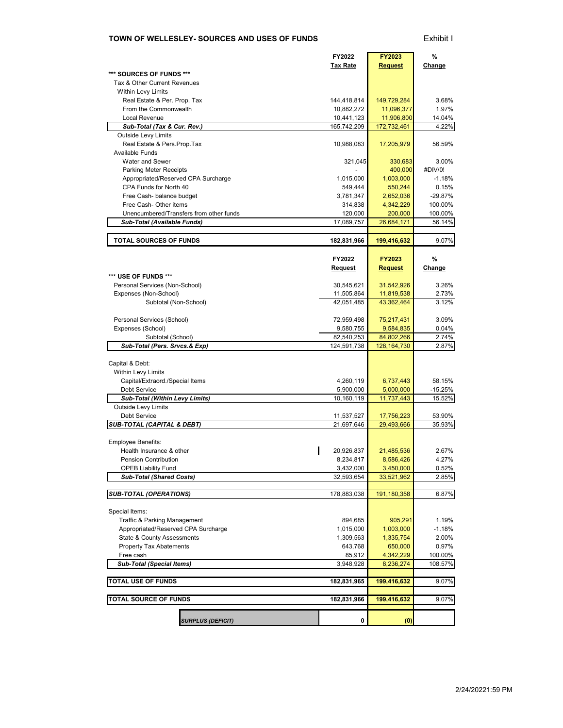## TOWN OF WELLESLEY- SOURCES AND USES OF FUNDS

Exhibit I

| | FY2022 Tax Rate | FY2023 Request | % Change |
|---|---|---|---|
| *** SOURCES OF FUNDS *** | | | |
| Tax & Other Current Revenues | | | |
| Within Levy Limits | | | |
| Real Estate & Per. Prop. Tax | 144,418,814 | 149,729,284 | 3.68% |
| From the Commonwealth | 10,882,272 | 11,096,377 | 1.97% |
| Local Revenue | 10,441,123 | 11,906,800 | 14.04% |
| ***Sub-Total (Tax & Cur. Rev.)*** | 165,742,209 | 172,732,461 | 4.22% |
| Outside Levy Limits | | | |
| Real Estate & Pers.Prop.Tax | 10,988,083 | 17,205,979 | 56.59% |
| Available Funds | | | |
| Water and Sewer | 321,045 | 330,683 | 3.00% |
| Parking Meter Receipts | - | 400,000 | #DIV/0! |
| Appropriated/Reserved CPA Surcharge | 1,015,000 | 1,003,000 | -1.18% |
| CPA Funds for North 40 | 549,444 | 550,244 | 0.15% |
| Free Cash- balance budget | 3,781,347 | 2,652,036 | -29.87% |
| Free Cash- Other items | 314,838 | 4,342,229 | 100.00% |
| Unencumbered/Transfers from other funds | 120,000 | 200,000 | 100.00% |
| ***Sub-Total (Available Funds)*** | 17,089,757 | 26,684,171 | 56.14% |
| **TOTAL SOURCES OF FUNDS** | **182,831,966** | **199,416,632** | 9.07% |

| | FY2022 Request | FY2023 Request | % Change |
|---|---|---|---|
| *** USE OF FUNDS *** | | | |
| Personal Services (Non-School) | 30,545,621 | 31,542,926 | 3.26% |
| Expenses (Non-School) | 11,505,864 | 11,819,538 | 2.73% |
| Subtotal (Non-School) | 42,051,485 | 43,362,464 | 3.12% |
| Personal Services (School) | 72,959,498 | 75,217,431 | 3.09% |
| Expenses (School) | 9,580,755 | 9,584,835 | 0.04% |
| Subtotal (School) | 82,540,253 | 84,802,266 | 2.74% |
| ***Sub-Total (Pers. Srvcs.& Exp)*** | 124,591,738 | 128,164,730 | 2.87% |
| Capital & Debt: | | | |
| Within Levy Limits | | | |
| Capital/Extraord./Special Items | 4,260,119 | 6,737,443 | 58.15% |
| Debt Service | 5,900,000 | 5,000,000 | -15.25% |
| ***Sub-Total (Within Levy Limits)*** | 10,160,119 | 11,737,443 | 15.52% |
| Outside Levy Limits | | | |
| Debt Service | 11,537,527 | 17,756,223 | 53.90% |
| ***SUB-TOTAL (CAPITAL & DEBT)*** | 21,697,646 | 29,493,666 | 35.93% |
| Employee Benefits: | | | |
| Health Insurance & other | 20,926,837 | 21,485,536 | 2.67% |
| Pension Contribution | 8,234,817 | 8,586,426 | 4.27% |
| OPEB Liability Fund | 3,432,000 | 3,450,000 | 0.52% |
| ***Sub-Total (Shared Costs)*** | 32,593,654 | 33,521,962 | 2.85% |
| ***SUB-TOTAL (OPERATIONS)*** | 178,883,038 | 191,180,358 | 6.87% |
| Special Items: | | | |
| Traffic & Parking Management | 894,685 | 905,291 | 1.19% |
| Appropriated/Reserved CPA Surcharge | 1,015,000 | 1,003,000 | -1.18% |
| State & County Assessments | 1,309,563 | 1,335,754 | 2.00% |
| Property Tax Abatements | 643,768 | 650,000 | 0.97% |
| Free cash | 85,912 | 4,342,229 | 100.00% |
| ***Sub-Total (Special Items)*** | 3,948,928 | 8,236,274 | 108.57% |
| **TOTAL USE OF FUNDS** | **182,831,965** | **199,416,632** | 9.07% |
| **TOTAL SOURCE OF FUNDS** | **182,831,966** | **199,416,632** | 9.07% |
| ***SURPLUS (DEFICIT)*** | **0** | **(0)** | |

2/24/20221:59 PM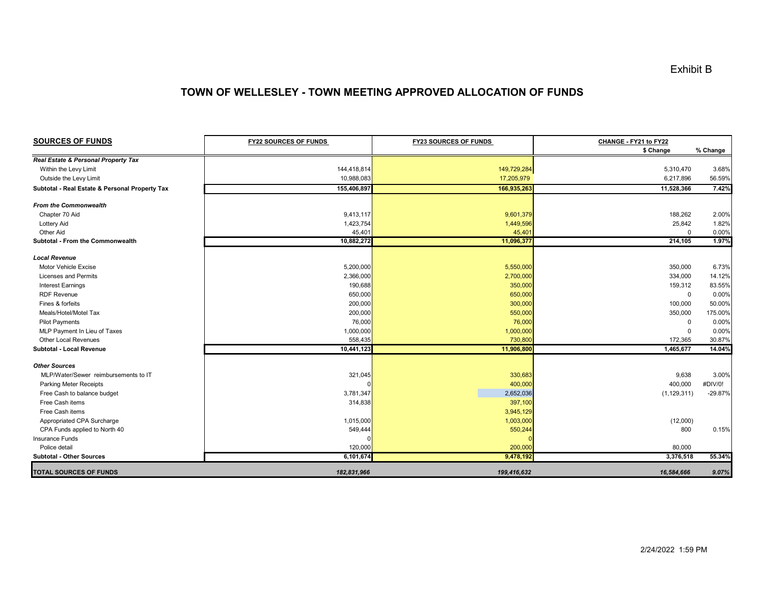Exhibit B

# TOWN OF WELLESLEY - TOWN MEETING APPROVED ALLOCATION OF FUNDS

| SOURCES OF FUNDS | FY22 SOURCES OF FUNDS | FY23 SOURCES OF FUNDS | CHANGE - FY21 to FY22 | |
|---|---|---|---|---|
| | | | $ Change | % Change |
| ***Real Estate & Personal Property Tax*** | | | | |
| Within the Levy Limit | 144,418,814 | 149,729,284 | 5,310,470 | 3.68% |
| Outside the Levy Limit | 10,988,083 | 17,205,979 | 6,217,896 | 56.59% |
| **Subtotal - Real Estate & Personal Property Tax** | **155,406,897** | **166,935,263** | **11,528,366** | **7.42%** |
| ***From the Commonwealth*** | | | | |
| Chapter 70 Aid | 9,413,117 | 9,601,379 | 188,262 | 2.00% |
| Lottery Aid | 1,423,754 | 1,449,596 | 25,842 | 1.82% |
| Other Aid | 45,401 | 45,401 | 0 | 0.00% |
| **Subtotal - From the Commonwealth** | **10,882,272** | **11,096,377** | **214,105** | **1.97%** |
| ***Local Revenue*** | | | | |
| Motor Vehicle Excise | 5,200,000 | 5,550,000 | 350,000 | 6.73% |
| Licenses and Permits | 2,366,000 | 2,700,000 | 334,000 | 14.12% |
| Interest Earnings | 190,688 | 350,000 | 159,312 | 83.55% |
| RDF Revenue | 650,000 | 650,000 | 0 | 0.00% |
| Fines & forfeits | 200,000 | 300,000 | 100,000 | 50.00% |
| Meals/Hotel/Motel Tax | 200,000 | 550,000 | 350,000 | 175.00% |
| Pilot Payments | 76,000 | 76,000 | 0 | 0.00% |
| MLP Payment In Lieu of Taxes | 1,000,000 | 1,000,000 | 0 | 0.00% |
| Other Local Revenues | 558,435 | 730,800 | 172,365 | 30.87% |
| **Subtotal - Local Revenue** | **10,441,123** | **11,906,800** | **1,465,677** | **14.04%** |
| ***Other Sources*** | | | | |
| MLP/Water/Sewer reimbursements to IT | 321,045 | 330,683 | 9,638 | 3.00% |
| Parking Meter Receipts | 0 | 400,000 | 400,000 | #DIV/0! |
| Free Cash to balance budget | 3,781,347 | 2,652,036 | (1,129,311) | -29.87% |
| Free Cash items | 314,838 | 397,100 | | |
| Free Cash items | | 3,945,129 | | |
| Appropriated CPA Surcharge | 1,015,000 | 1,003,000 | (12,000) | |
| CPA Funds applied to North 40 | 549,444 | 550,244 | 800 | 0.15% |
| Insurance Funds | 0 | 0 | | |
| Police detail | 120,000 | 200,000 | 80,000 | |
| **Subtotal - Other Sources** | **6,101,674** | **9,478,192** | **3,376,518** | **55.34%** |
| **TOTAL SOURCES OF FUNDS** | ***182,831,966*** | ***199,416,632*** | ***16,584,666*** | ***9.07%*** |

2/24/2022 1:59 PM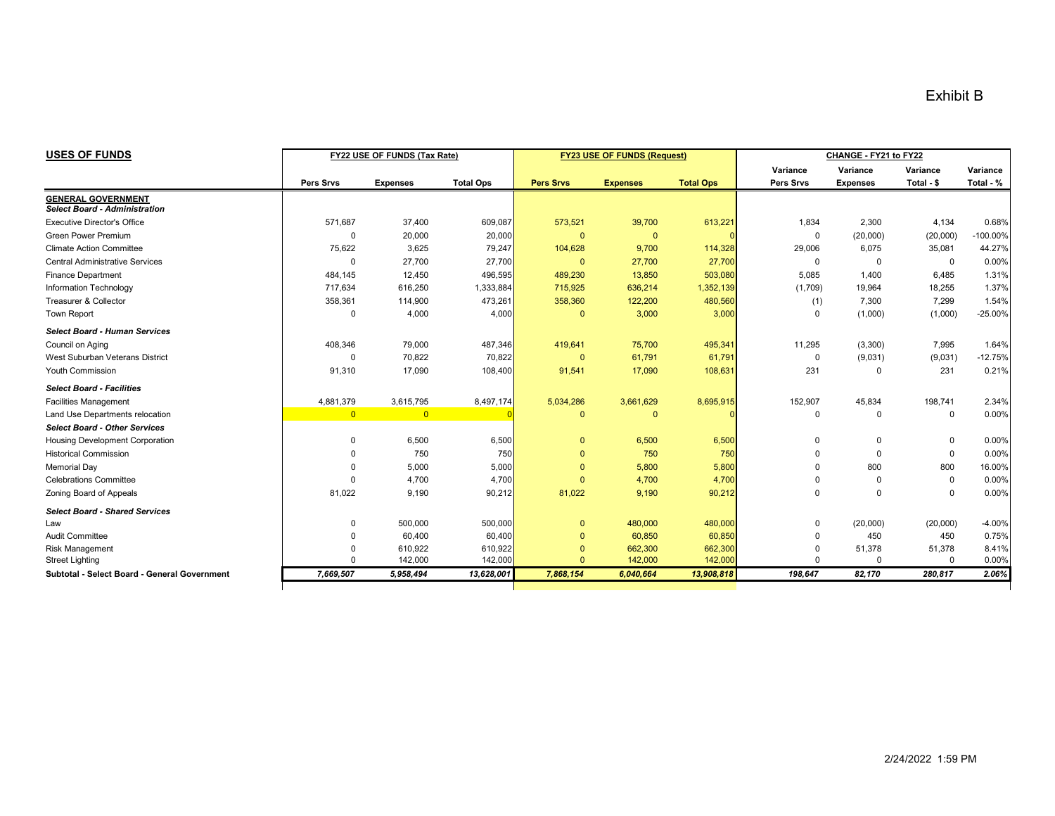# Exhibit B

| USES OF FUNDS | FY22 USE OF FUNDS (Tax Rate) | | | FY23 USE OF FUNDS (Request) | | | CHANGE - FY21 to FY22 | | | |
|---|---|---|---|---|---|---|---|---|---|---|
| | Pers Srvs | Expenses | Total Ops | Pers Srvs | Expenses | Total Ops | Variance Pers Srvs | Variance Expenses | Variance Total - $ | Variance Total - % |
| **GENERAL GOVERNMENT** | | | | | | | | | | |
| ***Select Board - Administration*** | | | | | | | | | | |
| Executive Director's Office | 571,687 | 37,400 | 609,087 | 573,521 | 39,700 | 613,221 | 1,834 | 2,300 | 4,134 | 0.68% |
| Green Power Premium | 0 | 20,000 | 20,000 | 0 | 0 | 0 | 0 | (20,000) | (20,000) | -100.00% |
| Climate Action Committee | 75,622 | 3,625 | 79,247 | 104,628 | 9,700 | 114,328 | 29,006 | 6,075 | 35,081 | 44.27% |
| Central Administrative Services | 0 | 27,700 | 27,700 | 0 | 27,700 | 27,700 | 0 | 0 | 0 | 0.00% |
| Finance Department | 484,145 | 12,450 | 496,595 | 489,230 | 13,850 | 503,080 | 5,085 | 1,400 | 6,485 | 1.31% |
| Information Technology | 717,634 | 616,250 | 1,333,884 | 715,925 | 636,214 | 1,352,139 | (1,709) | 19,964 | 18,255 | 1.37% |
| Treasurer & Collector | 358,361 | 114,900 | 473,261 | 358,360 | 122,200 | 480,560 | (1) | 7,300 | 7,299 | 1.54% |
| Town Report | 0 | 4,000 | 4,000 | 0 | 3,000 | 3,000 | 0 | (1,000) | (1,000) | -25.00% |
| ***Select Board - Human Services*** | | | | | | | | | | |
| Council on Aging | 408,346 | 79,000 | 487,346 | 419,641 | 75,700 | 495,341 | 11,295 | (3,300) | 7,995 | 1.64% |
| West Suburban Veterans District | 0 | 70,822 | 70,822 | 0 | 61,791 | 61,791 | 0 | (9,031) | (9,031) | -12.75% |
| Youth Commission | 91,310 | 17,090 | 108,400 | 91,541 | 17,090 | 108,631 | 231 | 0 | 231 | 0.21% |
| ***Select Board - Facilities*** | | | | | | | | | | |
| Facilities Management | 4,881,379 | 3,615,795 | 8,497,174 | 5,034,286 | 3,661,629 | 8,695,915 | 152,907 | 45,834 | 198,741 | 2.34% |
| Land Use Departments relocation | 0 | 0 | 0 | 0 | 0 | 0 | 0 | 0 | 0 | 0.00% |
| ***Select Board - Other Services*** | | | | | | | | | | |
| Housing Development Corporation | 0 | 6,500 | 6,500 | 0 | 6,500 | 6,500 | 0 | 0 | 0 | 0.00% |
| Historical Commission | 0 | 750 | 750 | 0 | 750 | 750 | 0 | 0 | 0 | 0.00% |
| Memorial Day | 0 | 5,000 | 5,000 | 0 | 5,800 | 5,800 | 0 | 800 | 800 | 16.00% |
| Celebrations Committee | 0 | 4,700 | 4,700 | 0 | 4,700 | 4,700 | 0 | 0 | 0 | 0.00% |
| Zoning Board of Appeals | 81,022 | 9,190 | 90,212 | 81,022 | 9,190 | 90,212 | 0 | 0 | 0 | 0.00% |
| ***Select Board - Shared Services*** | | | | | | | | | | |
| Law | 0 | 500,000 | 500,000 | 0 | 480,000 | 480,000 | 0 | (20,000) | (20,000) | -4.00% |
| Audit Committee | 0 | 60,400 | 60,400 | 0 | 60,850 | 60,850 | 0 | 450 | 450 | 0.75% |
| Risk Management | 0 | 610,922 | 610,922 | 0 | 662,300 | 662,300 | 0 | 51,378 | 51,378 | 8.41% |
| Street Lighting | 0 | 142,000 | 142,000 | 0 | 142,000 | 142,000 | 0 | 0 | 0 | 0.00% |
| **Subtotal - Select Board - General Government** | ***7,669,507*** | ***5,958,494*** | ***13,628,001*** | ***7,868,154*** | ***6,040,664*** | ***13,908,818*** | ***198,647*** | ***82,170*** | ***280,817*** | ***2.06%*** |

2/24/2022 1:59 PM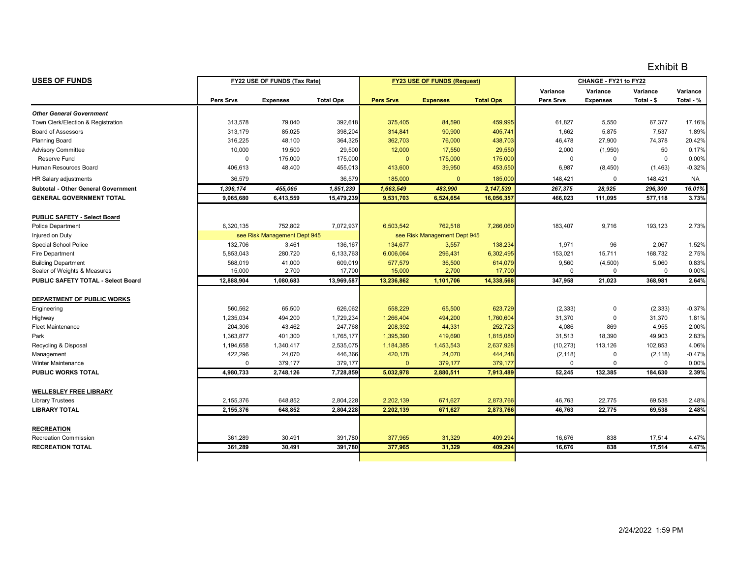Exhibit B

| USES OF FUNDS | FY22 USE OF FUNDS (Tax Rate) | | | FY23 USE OF FUNDS (Request) | | | CHANGE - FY21 to FY22 | | | |
|---|---|---|---|---|---|---|---|---|---|---|
| | Pers Srvs | Expenses | Total Ops | Pers Srvs | Expenses | Total Ops | Variance Pers Srvs | Variance Expenses | Variance Total - $ | Variance Total - % |
| ***Other General Government*** | | | | | | | | | | |
| Town Clerk/Election & Registration | 313,578 | 79,040 | 392,618 | 375,405 | 84,590 | 459,995 | 61,827 | 5,550 | 67,377 | 17.16% |
| Board of Assessors | 313,179 | 85,025 | 398,204 | 314,841 | 90,900 | 405,741 | 1,662 | 5,875 | 7,537 | 1.89% |
| Planning Board | 316,225 | 48,100 | 364,325 | 362,703 | 76,000 | 438,703 | 46,478 | 27,900 | 74,378 | 20.42% |
| Advisory Committee | 10,000 | 19,500 | 29,500 | 12,000 | 17,550 | 29,550 | 2,000 | (1,950) | 50 | 0.17% |
| Reserve Fund | 0 | 175,000 | 175,000 | 0 | 175,000 | 175,000 | 0 | 0 | 0 | 0.00% |
| Human Resources Board | 406,613 | 48,400 | 455,013 | 413,600 | 39,950 | 453,550 | 6,987 | (8,450) | (1,463) | -0.32% |
| HR Salary adjustments | 36,579 | | 36,579 | 185,000 | 0 | 185,000 | 148,421 | 0 | 148,421 | NA |
| **Subtotal - Other General Government** | ***1,396,174*** | ***455,065*** | ***1,851,239*** | ***1,663,549*** | ***483,990*** | ***2,147,539*** | ***267,375*** | ***28,925*** | ***296,300*** | ***16.01%*** |
| **GENERAL GOVERNMENT TOTAL** | **9,065,680** | **6,413,559** | **15,479,239** | **9,531,703** | **6,524,654** | **16,056,357** | **466,023** | **111,095** | **577,118** | **3.73%** |
| **PUBLIC SAFETY - Select Board** | | | | | | | | | | |
| Police Department | 6,320,135 | 752,802 | 7,072,937 | 6,503,542 | 762,518 | 7,266,060 | 183,407 | 9,716 | 193,123 | 2.73% |
| Injured on Duty | | see Risk Management Dept 945 | | | see Risk Management Dept 945 | | | | | |
| Special School Police | 132,706 | 3,461 | 136,167 | 134,677 | 3,557 | 138,234 | 1,971 | 96 | 2,067 | 1.52% |
| Fire Department | 5,853,043 | 280,720 | 6,133,763 | 6,006,064 | 296,431 | 6,302,495 | 153,021 | 15,711 | 168,732 | 2.75% |
| Building Department | 568,019 | 41,000 | 609,019 | 577,579 | 36,500 | 614,079 | 9,560 | (4,500) | 5,060 | 0.83% |
| Sealer of Weights & Measures | 15,000 | 2,700 | 17,700 | 15,000 | 2,700 | 17,700 | 0 | 0 | 0 | 0.00% |
| **PUBLIC SAFETY TOTAL - Select Board** | **12,888,904** | **1,080,683** | **13,969,587** | **13,236,862** | **1,101,706** | **14,338,568** | **347,958** | **21,023** | **368,981** | **2.64%** |
| **DEPARTMENT OF PUBLIC WORKS** | | | | | | | | | | |
| Engineering | 560,562 | 65,500 | 626,062 | 558,229 | 65,500 | 623,729 | (2,333) | 0 | (2,333) | -0.37% |
| Highway | 1,235,034 | 494,200 | 1,729,234 | 1,266,404 | 494,200 | 1,760,604 | 31,370 | 0 | 31,370 | 1.81% |
| Fleet Maintenance | 204,306 | 43,462 | 247,768 | 208,392 | 44,331 | 252,723 | 4,086 | 869 | 4,955 | 2.00% |
| Park | 1,363,877 | 401,300 | 1,765,177 | 1,395,390 | 419,690 | 1,815,080 | 31,513 | 18,390 | 49,903 | 2.83% |
| Recycling & Disposal | 1,194,658 | 1,340,417 | 2,535,075 | 1,184,385 | 1,453,543 | 2,637,928 | (10,273) | 113,126 | 102,853 | 4.06% |
| Management | 422,296 | 24,070 | 446,366 | 420,178 | 24,070 | 444,248 | (2,118) | 0 | (2,118) | -0.47% |
| Winter Maintenance | 0 | 379,177 | 379,177 | 0 | 379,177 | 379,177 | 0 | 0 | 0 | 0.00% |
| **PUBLIC WORKS TOTAL** | **4,980,733** | **2,748,126** | **7,728,859** | **5,032,978** | **2,880,511** | **7,913,489** | **52,245** | **132,385** | **184,630** | **2.39%** |
| **WELLESLEY FREE LIBRARY** | | | | | | | | | | |
| Library Trustees | 2,155,376 | 648,852 | 2,804,228 | 2,202,139 | 671,627 | 2,873,766 | 46,763 | 22,775 | 69,538 | 2.48% |
| **LIBRARY TOTAL** | **2,155,376** | **648,852** | **2,804,228** | **2,202,139** | **671,627** | **2,873,766** | **46,763** | **22,775** | **69,538** | **2.48%** |
| **RECREATION** | | | | | | | | | | |
| Recreation Commission | 361,289 | 30,491 | 391,780 | 377,965 | 31,329 | 409,294 | 16,676 | 838 | 17,514 | 4.47% |
| **RECREATION TOTAL** | **361,289** | **30,491** | **391,780** | **377,965** | **31,329** | **409,294** | **16,676** | **838** | **17,514** | **4.47%** |

2/24/2022 1:59 PM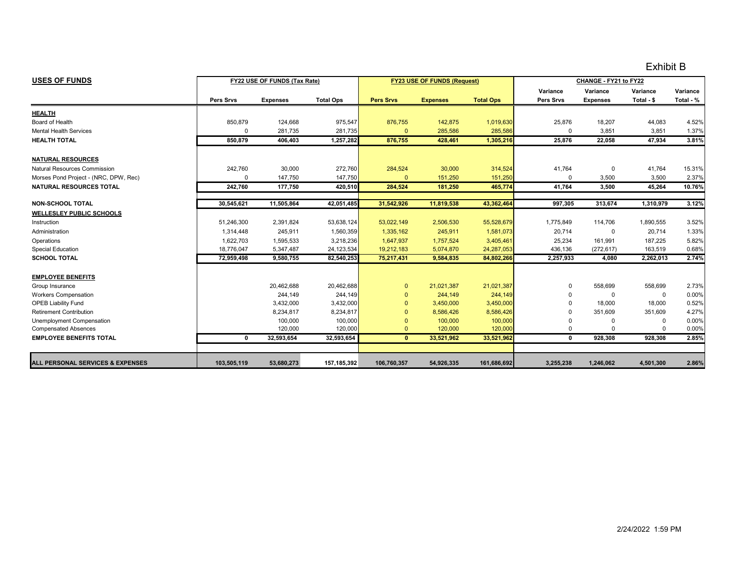Exhibit B

| USES OF FUNDS | FY22 USE OF FUNDS (Tax Rate) | | | FY23 USE OF FUNDS (Request) | | | CHANGE - FY21 to FY22 | | | |
|---|---|---|---|---|---|---|---|---|---|---|
| | Pers Srvs | Expenses | Total Ops | Pers Srvs | Expenses | Total Ops | Variance Pers Srvs | Variance Expenses | Variance Total - $ | Variance Total - % |
| **HEALTH** | | | | | | | | | | |
| Board of Health | 850,879 | 124,668 | 975,547 | 876,755 | 142,875 | 1,019,630 | 25,876 | 18,207 | 44,083 | 4.52% |
| Mental Health Services | 0 | 281,735 | 281,735 | 0 | 285,586 | 285,586 | 0 | 3,851 | 3,851 | 1.37% |
| **HEALTH TOTAL** | **850,879** | **406,403** | **1,257,282** | **876,755** | **428,461** | **1,305,216** | **25,876** | **22,058** | **47,934** | **3.81%** |
| **NATURAL RESOURCES** | | | | | | | | | | |
| Natural Resources Commission | 242,760 | 30,000 | 272,760 | 284,524 | 30,000 | 314,524 | 41,764 | 0 | 41,764 | 15.31% |
| Morses Pond Project - (NRC, DPW, Rec) | 0 | 147,750 | 147,750 | 0 | 151,250 | 151,250 | 0 | 3,500 | 3,500 | 2.37% |
| **NATURAL RESOURCES TOTAL** | **242,760** | **177,750** | **420,510** | **284,524** | **181,250** | **465,774** | **41,764** | **3,500** | **45,264** | **10.76%** |
| **NON-SCHOOL TOTAL** | **30,545,621** | **11,505,864** | **42,051,485** | **31,542,926** | **11,819,538** | **43,362,464** | **997,305** | **313,674** | **1,310,979** | **3.12%** |
| **WELLESLEY PUBLIC SCHOOLS** | | | | | | | | | | |
| Instruction | 51,246,300 | 2,391,824 | 53,638,124 | 53,022,149 | 2,506,530 | 55,528,679 | 1,775,849 | 114,706 | 1,890,555 | 3.52% |
| Administration | 1,314,448 | 245,911 | 1,560,359 | 1,335,162 | 245,911 | 1,581,073 | 20,714 | 0 | 20,714 | 1.33% |
| Operations | 1,622,703 | 1,595,533 | 3,218,236 | 1,647,937 | 1,757,524 | 3,405,461 | 25,234 | 161,991 | 187,225 | 5.82% |
| Special Education | 18,776,047 | 5,347,487 | 24,123,534 | 19,212,183 | 5,074,870 | 24,287,053 | 436,136 | (272,617) | 163,519 | 0.68% |
| **SCHOOL TOTAL** | **72,959,498** | **9,580,755** | **82,540,253** | **75,217,431** | **9,584,835** | **84,802,266** | **2,257,933** | **4,080** | **2,262,013** | **2.74%** |
| **EMPLOYEE BENEFITS** | | | | | | | | | | |
| Group Insurance | | 20,462,688 | 20,462,688 | 0 | 21,021,387 | 21,021,387 | 0 | 558,699 | 558,699 | 2.73% |
| Workers Compensation | | 244,149 | 244,149 | 0 | 244,149 | 244,149 | 0 | 0 | 0 | 0.00% |
| OPEB Liability Fund | | 3,432,000 | 3,432,000 | 0 | 3,450,000 | 3,450,000 | 0 | 18,000 | 18,000 | 0.52% |
| Retirement Contribution | | 8,234,817 | 8,234,817 | 0 | 8,586,426 | 8,586,426 | 0 | 351,609 | 351,609 | 4.27% |
| Unemployment Compensation | | 100,000 | 100,000 | 0 | 100,000 | 100,000 | 0 | 0 | 0 | 0.00% |
| Compensated Absences | | 120,000 | 120,000 | 0 | 120,000 | 120,000 | 0 | 0 | 0 | 0.00% |
| **EMPLOYEE BENEFITS TOTAL** | **0** | **32,593,654** | **32,593,654** | **0** | **33,521,962** | **33,521,962** | **0** | **928,308** | **928,308** | **2.85%** |
| **ALL PERSONAL SERVICES & EXPENSES** | **103,505,119** | **53,680,273** | **157,185,392** | **106,760,357** | **54,926,335** | **161,686,692** | **3,255,238** | **1,246,062** | **4,501,300** | **2.86%** |

2/24/2022 1:59 PM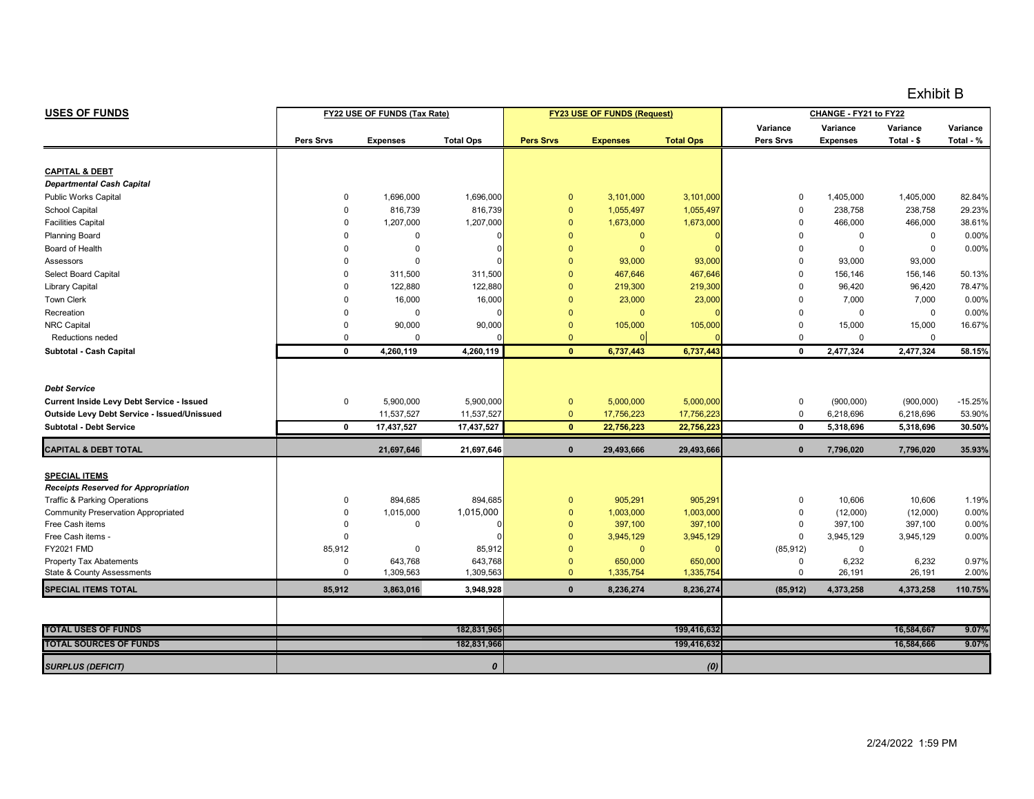Exhibit B

| USES OF FUNDS | FY22 USE OF FUNDS (Tax Rate) | | | FY23 USE OF FUNDS (Request) | | | CHANGE - FY21 to FY22 | | | |
|---|---|---|---|---|---|---|---|---|---|---|
| | Pers Srvs | Expenses | Total Ops | Pers Srvs | Expenses | Total Ops | Variance Pers Srvs | Variance Expenses | Variance Total - $ | Variance Total - % |
| **CAPITAL & DEBT** | | | | | | | | | | |
| ***Departmental Cash Capital*** | | | | | | | | | | |
| Public Works Capital | 0 | 1,696,000 | 1,696,000 | 0 | 3,101,000 | 3,101,000 | 0 | 1,405,000 | 1,405,000 | 82.84% |
| School Capital | 0 | 816,739 | 816,739 | 0 | 1,055,497 | 1,055,497 | 0 | 238,758 | 238,758 | 29.23% |
| Facilities Capital | 0 | 1,207,000 | 1,207,000 | 0 | 1,673,000 | 1,673,000 | 0 | 466,000 | 466,000 | 38.61% |
| Planning Board | 0 | 0 | 0 | 0 | 0 | 0 | 0 | 0 | 0 | 0.00% |
| Board of Health | 0 | 0 | 0 | 0 | 0 | 0 | 0 | 0 | 0 | 0.00% |
| Assessors | 0 | 0 | 0 | 0 | 93,000 | 93,000 | 0 | 93,000 | 93,000 | |
| Select Board Capital | 0 | 311,500 | 311,500 | 0 | 467,646 | 467,646 | 0 | 156,146 | 156,146 | 50.13% |
| Library Capital | 0 | 122,880 | 122,880 | 0 | 219,300 | 219,300 | 0 | 96,420 | 96,420 | 78.47% |
| Town Clerk | 0 | 16,000 | 16,000 | 0 | 23,000 | 23,000 | 0 | 7,000 | 7,000 | 0.00% |
| Recreation | 0 | 0 | 0 | 0 | 0 | 0 | 0 | 0 | 0 | 0.00% |
| NRC Capital | 0 | 90,000 | 90,000 | 0 | 105,000 | 105,000 | 0 | 15,000 | 15,000 | 16.67% |
| Reductions neded | 0 | 0 | 0 | 0 | 0 | 0 | 0 | 0 | 0 | |
| **Subtotal - Cash Capital** | **0** | **4,260,119** | **4,260,119** | **0** | **6,737,443** | **6,737,443** | **0** | **2,477,324** | **2,477,324** | **58.15%** |
| ***Debt Service*** | | | | | | | | | | |
| **Current Inside Levy Debt Service - Issued** | 0 | 5,900,000 | 5,900,000 | 0 | 5,000,000 | 5,000,000 | 0 | (900,000) | (900,000) | -15.25% |
| **Outside Levy Debt Service - Issued/Unissued** | | 11,537,527 | 11,537,527 | 0 | 17,756,223 | 17,756,223 | 0 | 6,218,696 | 6,218,696 | 53.90% |
| **Subtotal - Debt Service** | **0** | **17,437,527** | **17,437,527** | **0** | **22,756,223** | **22,756,223** | **0** | **5,318,696** | **5,318,696** | **30.50%** |
| **CAPITAL & DEBT TOTAL** | | **21,697,646** | **21,697,646** | **0** | **29,493,666** | **29,493,666** | **0** | **7,796,020** | **7,796,020** | **35.93%** |
| **SPECIAL ITEMS** | | | | | | | | | | |
| ***Receipts Reserved for Appropriation*** | | | | | | | | | | |
| Traffic & Parking Operations | 0 | 894,685 | 894,685 | 0 | 905,291 | 905,291 | 0 | 10,606 | 10,606 | 1.19% |
| Community Preservation Appropriated | 0 | 1,015,000 | 1,015,000 | 0 | 1,003,000 | 1,003,000 | 0 | (12,000) | (12,000) | 0.00% |
| Free Cash items | 0 | 0 | 0 | 0 | 397,100 | 397,100 | 0 | 397,100 | 397,100 | 0.00% |
| Free Cash items - | 0 | | 0 | 0 | 3,945,129 | 3,945,129 | 0 | 3,945,129 | 3,945,129 | 0.00% |
| FY2021 FMD | 85,912 | 0 | 85,912 | 0 | 0 | 0 | (85,912) | 0 | | |
| Property Tax Abatements | 0 | 643,768 | 643,768 | 0 | 650,000 | 650,000 | 0 | 6,232 | 6,232 | 0.97% |
| State & County Assessments | 0 | 1,309,563 | 1,309,563 | 0 | 1,335,754 | 1,335,754 | 0 | 26,191 | 26,191 | 2.00% |
| **SPECIAL ITEMS TOTAL** | **85,912** | **3,863,016** | **3,948,928** | **0** | **8,236,274** | **8,236,274** | **(85,912)** | **4,373,258** | **4,373,258** | **110.75%** |
| **TOTAL USES OF FUNDS** | | | **182,831,965** | | | **199,416,632** | | | **16,584,667** | **9.07%** |
| **TOTAL SOURCES OF FUNDS** | | | **182,831,966** | | | **199,416,632** | | | **16,584,666** | **9.07%** |
| ***SURPLUS (DEFICIT)*** | | | ***0*** | | | ***(0)*** | | | | |

2/24/2022 1:59 PM